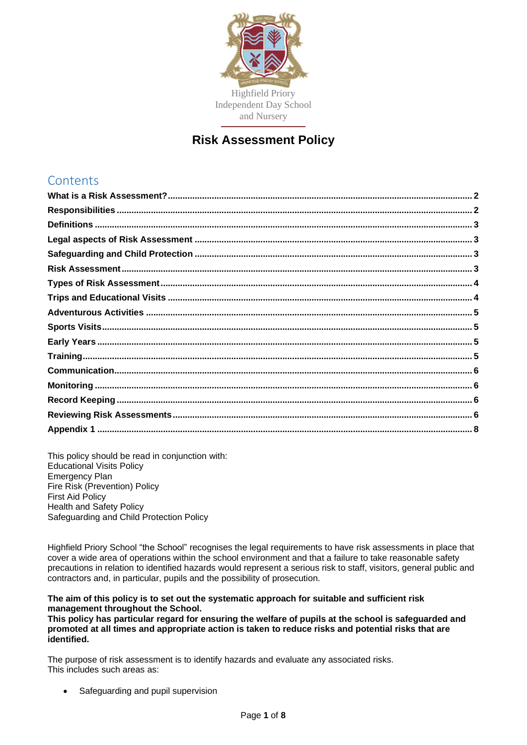Highfield Priory
Independent Day School
and Nursery

# Risk Assessment Policy

## Contents

**What is a Risk Assessment?** ..... 2
**Responsibilities** ..... 2
**Definitions** ..... 3
**Legal aspects of Risk Assessment** ..... 3
**Safeguarding and Child Protection** ..... 3
**Risk Assessment** ..... 3
**Types of Risk Assessment** ..... 4
**Trips and Educational Visits** ..... 4
**Adventurous Activities** ..... 5
**Sports Visits** ..... 5
**Early Years** ..... 5
**Training** ..... 5
**Communication** ..... 6
**Monitoring** ..... 6
**Record Keeping** ..... 6
**Reviewing Risk Assessments** ..... 6
**Appendix 1** ..... 8

This policy should be read in conjunction with:
Educational Visits Policy
Emergency Plan
Fire Risk (Prevention) Policy
First Aid Policy
Health and Safety Policy
Safeguarding and Child Protection Policy

Highfield Priory School "the School" recognises the legal requirements to have risk assessments in place that cover a wide area of operations within the school environment and that a failure to take reasonable safety precautions in relation to identified hazards would represent a serious risk to staff, visitors, general public and contractors and, in particular, pupils and the possibility of prosecution.

**The aim of this policy is to set out the systematic approach for suitable and sufficient risk management throughout the School.**
**This policy has particular regard for ensuring the welfare of pupils at the school is safeguarded and promoted at all times and appropriate action is taken to reduce risks and potential risks that are identified.**

The purpose of risk assessment is to identify hazards and evaluate any associated risks.
This includes such areas as:

- Safeguarding and pupil supervision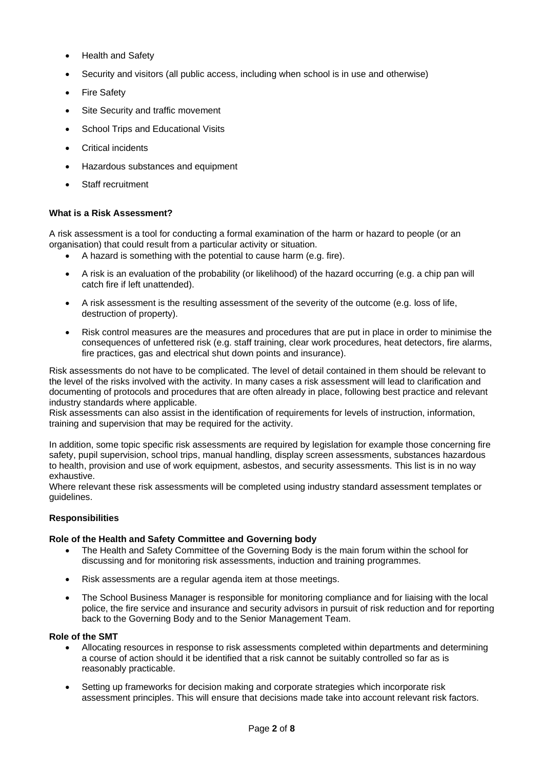- Health and Safety
- Security and visitors (all public access, including when school is in use and otherwise)
- Fire Safety
- Site Security and traffic movement
- School Trips and Educational Visits
- Critical incidents
- Hazardous substances and equipment
- Staff recruitment

**What is a Risk Assessment?**

A risk assessment is a tool for conducting a formal examination of the harm or hazard to people (or an organisation) that could result from a particular activity or situation.

- A hazard is something with the potential to cause harm (e.g. fire).
- A risk is an evaluation of the probability (or likelihood) of the hazard occurring (e.g. a chip pan will catch fire if left unattended).
- A risk assessment is the resulting assessment of the severity of the outcome (e.g. loss of life, destruction of property).
- Risk control measures are the measures and procedures that are put in place in order to minimise the consequences of unfettered risk (e.g. staff training, clear work procedures, heat detectors, fire alarms, fire practices, gas and electrical shut down points and insurance).

Risk assessments do not have to be complicated. The level of detail contained in them should be relevant to the level of the risks involved with the activity. In many cases a risk assessment will lead to clarification and documenting of protocols and procedures that are often already in place, following best practice and relevant industry standards where applicable.
Risk assessments can also assist in the identification of requirements for levels of instruction, information, training and supervision that may be required for the activity.

In addition, some topic specific risk assessments are required by legislation for example those concerning fire safety, pupil supervision, school trips, manual handling, display screen assessments, substances hazardous to health, provision and use of work equipment, asbestos, and security assessments. This list is in no way exhaustive.
Where relevant these risk assessments will be completed using industry standard assessment templates or guidelines.

**Responsibilities**

**Role of the Health and Safety Committee and Governing body**

- The Health and Safety Committee of the Governing Body is the main forum within the school for discussing and for monitoring risk assessments, induction and training programmes.
- Risk assessments are a regular agenda item at those meetings.
- The School Business Manager is responsible for monitoring compliance and for liaising with the local police, the fire service and insurance and security advisors in pursuit of risk reduction and for reporting back to the Governing Body and to the Senior Management Team.

**Role of the SMT**

- Allocating resources in response to risk assessments completed within departments and determining a course of action should it be identified that a risk cannot be suitably controlled so far as is reasonably practicable.
- Setting up frameworks for decision making and corporate strategies which incorporate risk assessment principles. This will ensure that decisions made take into account relevant risk factors.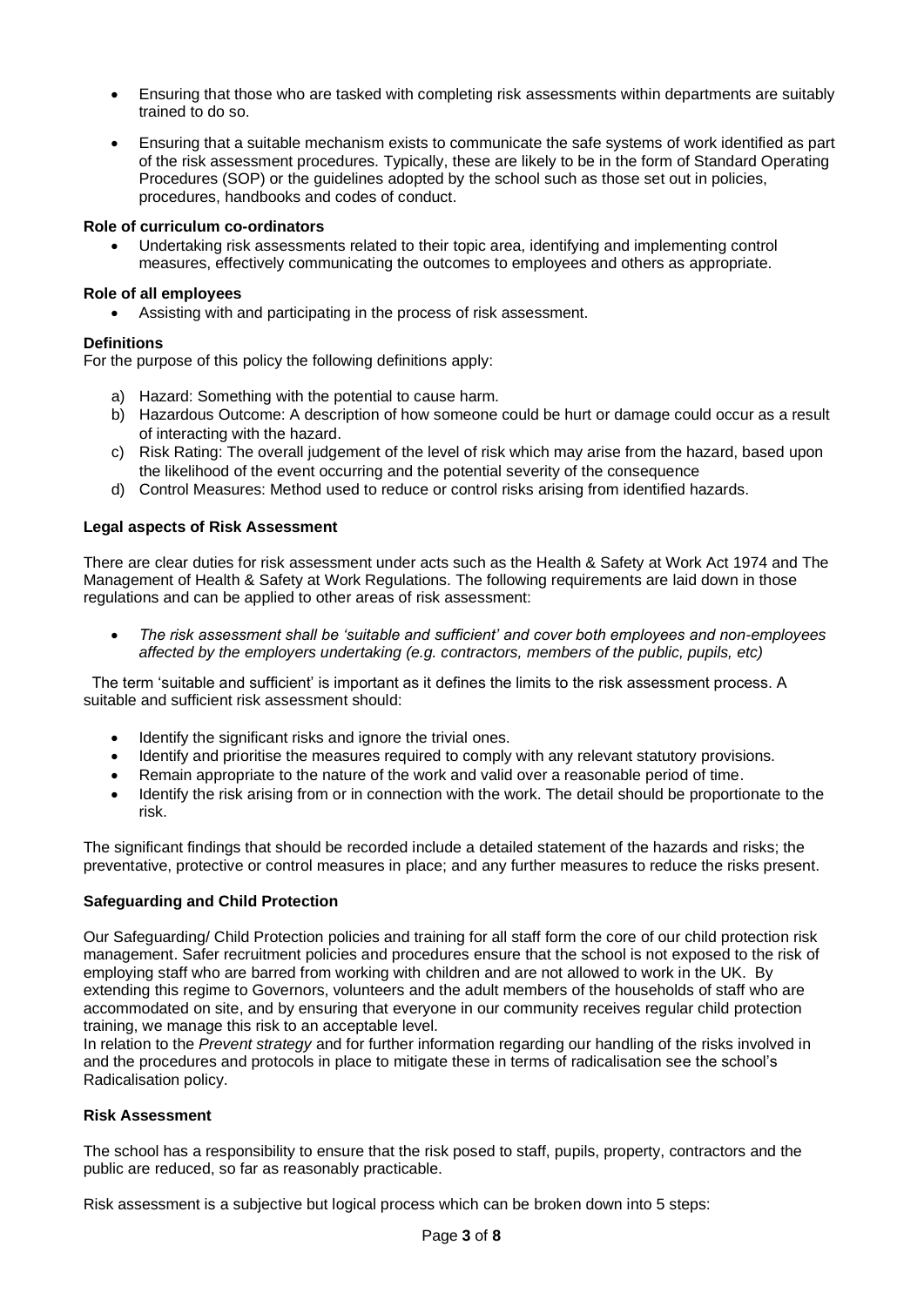- Ensuring that those who are tasked with completing risk assessments within departments are suitably trained to do so.
- Ensuring that a suitable mechanism exists to communicate the safe systems of work identified as part of the risk assessment procedures. Typically, these are likely to be in the form of Standard Operating Procedures (SOP) or the guidelines adopted by the school such as those set out in policies, procedures, handbooks and codes of conduct.

**Role of curriculum co-ordinators**

- Undertaking risk assessments related to their topic area, identifying and implementing control measures, effectively communicating the outcomes to employees and others as appropriate.

**Role of all employees**

- Assisting with and participating in the process of risk assessment.

**Definitions**

For the purpose of this policy the following definitions apply:

a) Hazard: Something with the potential to cause harm.
b) Hazardous Outcome: A description of how someone could be hurt or damage could occur as a result of interacting with the hazard.
c) Risk Rating: The overall judgement of the level of risk which may arise from the hazard, based upon the likelihood of the event occurring and the potential severity of the consequence
d) Control Measures: Method used to reduce or control risks arising from identified hazards.

**Legal aspects of Risk Assessment**

There are clear duties for risk assessment under acts such as the Health & Safety at Work Act 1974 and The Management of Health & Safety at Work Regulations. The following requirements are laid down in those regulations and can be applied to other areas of risk assessment:

- *The risk assessment shall be 'suitable and sufficient' and cover both employees and non-employees affected by the employers undertaking (e.g. contractors, members of the public, pupils, etc)*

The term 'suitable and sufficient' is important as it defines the limits to the risk assessment process. A suitable and sufficient risk assessment should:

- Identify the significant risks and ignore the trivial ones.
- Identify and prioritise the measures required to comply with any relevant statutory provisions.
- Remain appropriate to the nature of the work and valid over a reasonable period of time.
- Identify the risk arising from or in connection with the work. The detail should be proportionate to the risk.

The significant findings that should be recorded include a detailed statement of the hazards and risks; the preventative, protective or control measures in place; and any further measures to reduce the risks present.

**Safeguarding and Child Protection**

Our Safeguarding/ Child Protection policies and training for all staff form the core of our child protection risk management. Safer recruitment policies and procedures ensure that the school is not exposed to the risk of employing staff who are barred from working with children and are not allowed to work in the UK. By extending this regime to Governors, volunteers and the adult members of the households of staff who are accommodated on site, and by ensuring that everyone in our community receives regular child protection training, we manage this risk to an acceptable level.

In relation to the *Prevent strategy* and for further information regarding our handling of the risks involved in and the procedures and protocols in place to mitigate these in terms of radicalisation see the school's Radicalisation policy.

**Risk Assessment**

The school has a responsibility to ensure that the risk posed to staff, pupils, property, contractors and the public are reduced, so far as reasonably practicable.

Risk assessment is a subjective but logical process which can be broken down into 5 steps: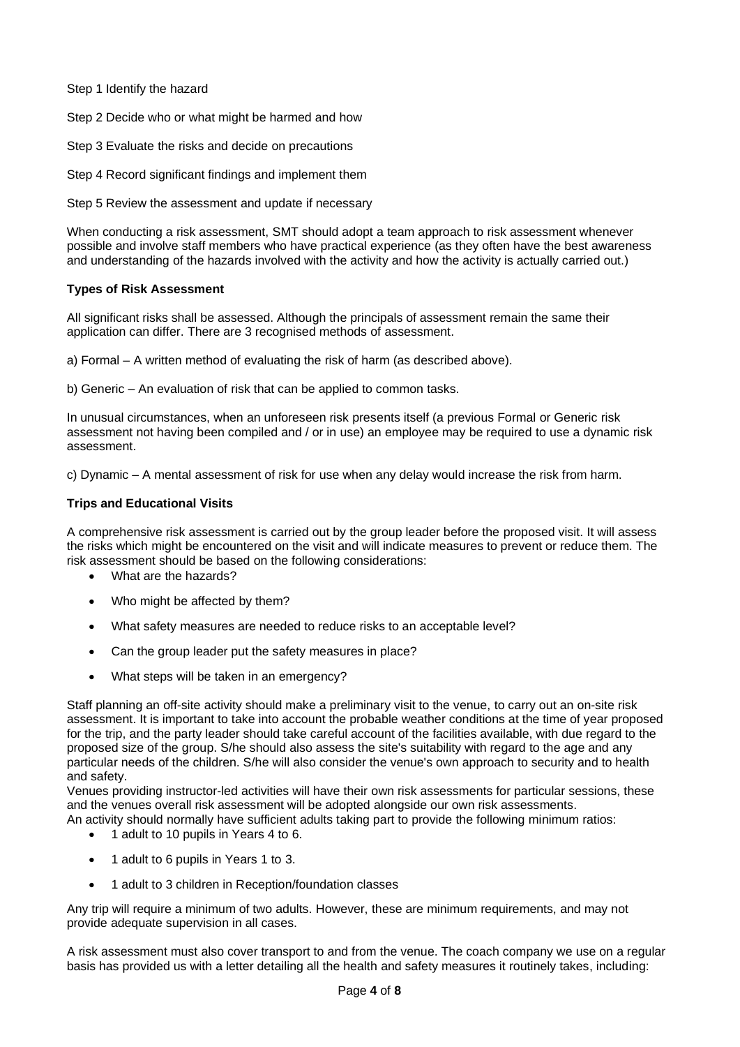Step 1 Identify the hazard

Step 2 Decide who or what might be harmed and how

Step 3 Evaluate the risks and decide on precautions

Step 4 Record significant findings and implement them

Step 5 Review the assessment and update if necessary

When conducting a risk assessment, SMT should adopt a team approach to risk assessment whenever possible and involve staff members who have practical experience (as they often have the best awareness and understanding of the hazards involved with the activity and how the activity is actually carried out.)

**Types of Risk Assessment**

All significant risks shall be assessed. Although the principals of assessment remain the same their application can differ. There are 3 recognised methods of assessment.

a) Formal – A written method of evaluating the risk of harm (as described above).

b) Generic – An evaluation of risk that can be applied to common tasks.

In unusual circumstances, when an unforeseen risk presents itself (a previous Formal or Generic risk assessment not having been compiled and / or in use) an employee may be required to use a dynamic risk assessment.

c) Dynamic – A mental assessment of risk for use when any delay would increase the risk from harm.

**Trips and Educational Visits**

A comprehensive risk assessment is carried out by the group leader before the proposed visit. It will assess the risks which might be encountered on the visit and will indicate measures to prevent or reduce them. The risk assessment should be based on the following considerations:

- What are the hazards?
- Who might be affected by them?
- What safety measures are needed to reduce risks to an acceptable level?
- Can the group leader put the safety measures in place?
- What steps will be taken in an emergency?

Staff planning an off-site activity should make a preliminary visit to the venue, to carry out an on-site risk assessment. It is important to take into account the probable weather conditions at the time of year proposed for the trip, and the party leader should take careful account of the facilities available, with due regard to the proposed size of the group. S/he should also assess the site's suitability with regard to the age and any particular needs of the children. S/he will also consider the venue's own approach to security and to health and safety.

Venues providing instructor-led activities will have their own risk assessments for particular sessions, these and the venues overall risk assessment will be adopted alongside our own risk assessments.

An activity should normally have sufficient adults taking part to provide the following minimum ratios:

- 1 adult to 10 pupils in Years 4 to 6.
- 1 adult to 6 pupils in Years 1 to 3.
- 1 adult to 3 children in Reception/foundation classes

Any trip will require a minimum of two adults. However, these are minimum requirements, and may not provide adequate supervision in all cases.

A risk assessment must also cover transport to and from the venue. The coach company we use on a regular basis has provided us with a letter detailing all the health and safety measures it routinely takes, including: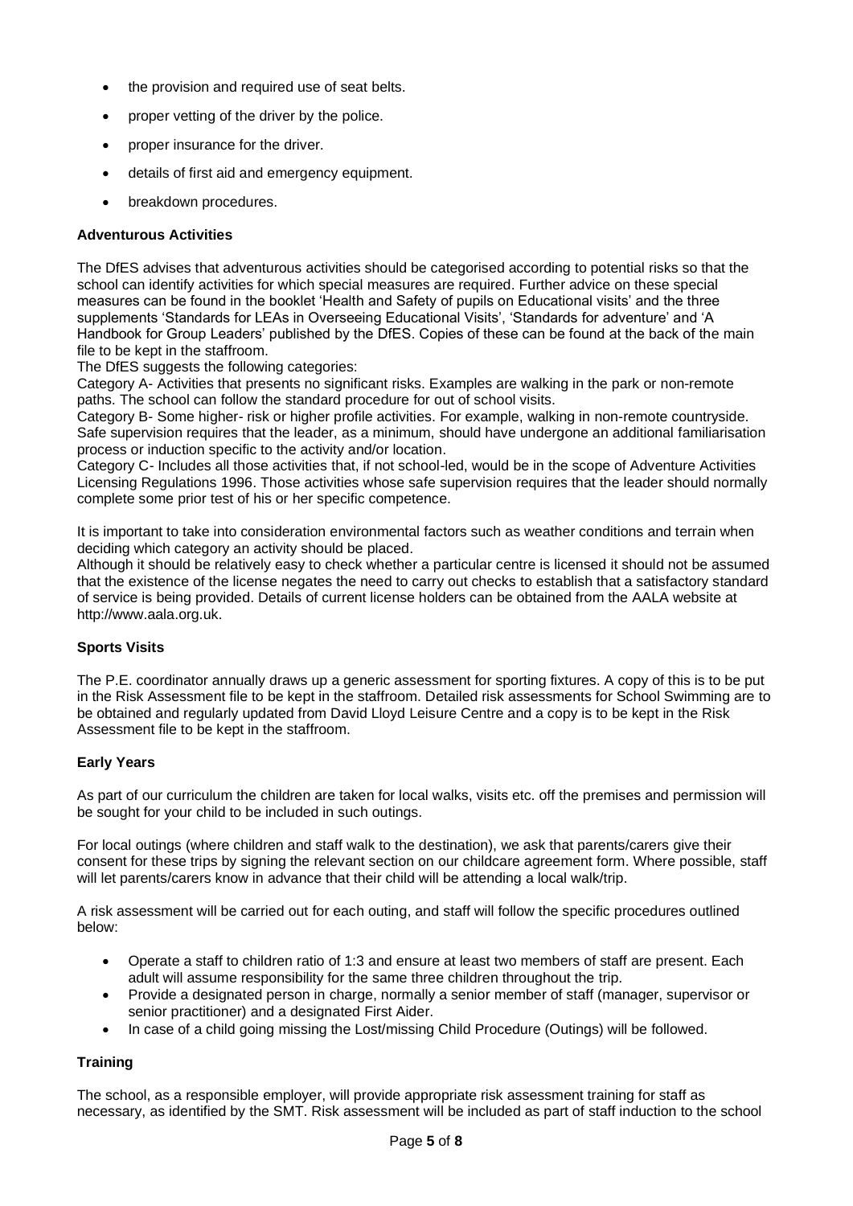- the provision and required use of seat belts.
- proper vetting of the driver by the police.
- proper insurance for the driver.
- details of first aid and emergency equipment.
- breakdown procedures.

**Adventurous Activities**

The DfES advises that adventurous activities should be categorised according to potential risks so that the school can identify activities for which special measures are required. Further advice on these special measures can be found in the booklet 'Health and Safety of pupils on Educational visits' and the three supplements 'Standards for LEAs in Overseeing Educational Visits', 'Standards for adventure' and 'A Handbook for Group Leaders' published by the DfES. Copies of these can be found at the back of the main file to be kept in the staffroom.

The DfES suggests the following categories:

Category A- Activities that presents no significant risks. Examples are walking in the park or non-remote paths. The school can follow the standard procedure for out of school visits.

Category B- Some higher- risk or higher profile activities. For example, walking in non-remote countryside. Safe supervision requires that the leader, as a minimum, should have undergone an additional familiarisation process or induction specific to the activity and/or location.

Category C- Includes all those activities that, if not school-led, would be in the scope of Adventure Activities Licensing Regulations 1996. Those activities whose safe supervision requires that the leader should normally complete some prior test of his or her specific competence.

It is important to take into consideration environmental factors such as weather conditions and terrain when deciding which category an activity should be placed.

Although it should be relatively easy to check whether a particular centre is licensed it should not be assumed that the existence of the license negates the need to carry out checks to establish that a satisfactory standard of service is being provided. Details of current license holders can be obtained from the AALA website at http://www.aala.org.uk.

**Sports Visits**

The P.E. coordinator annually draws up a generic assessment for sporting fixtures. A copy of this is to be put in the Risk Assessment file to be kept in the staffroom. Detailed risk assessments for School Swimming are to be obtained and regularly updated from David Lloyd Leisure Centre and a copy is to be kept in the Risk Assessment file to be kept in the staffroom.

**Early Years**

As part of our curriculum the children are taken for local walks, visits etc. off the premises and permission will be sought for your child to be included in such outings.

For local outings (where children and staff walk to the destination), we ask that parents/carers give their consent for these trips by signing the relevant section on our childcare agreement form. Where possible, staff will let parents/carers know in advance that their child will be attending a local walk/trip.

A risk assessment will be carried out for each outing, and staff will follow the specific procedures outlined below:

- Operate a staff to children ratio of 1:3 and ensure at least two members of staff are present. Each adult will assume responsibility for the same three children throughout the trip.
- Provide a designated person in charge, normally a senior member of staff (manager, supervisor or senior practitioner) and a designated First Aider.
- In case of a child going missing the Lost/missing Child Procedure (Outings) will be followed.

**Training**

The school, as a responsible employer, will provide appropriate risk assessment training for staff as necessary, as identified by the SMT. Risk assessment will be included as part of staff induction to the school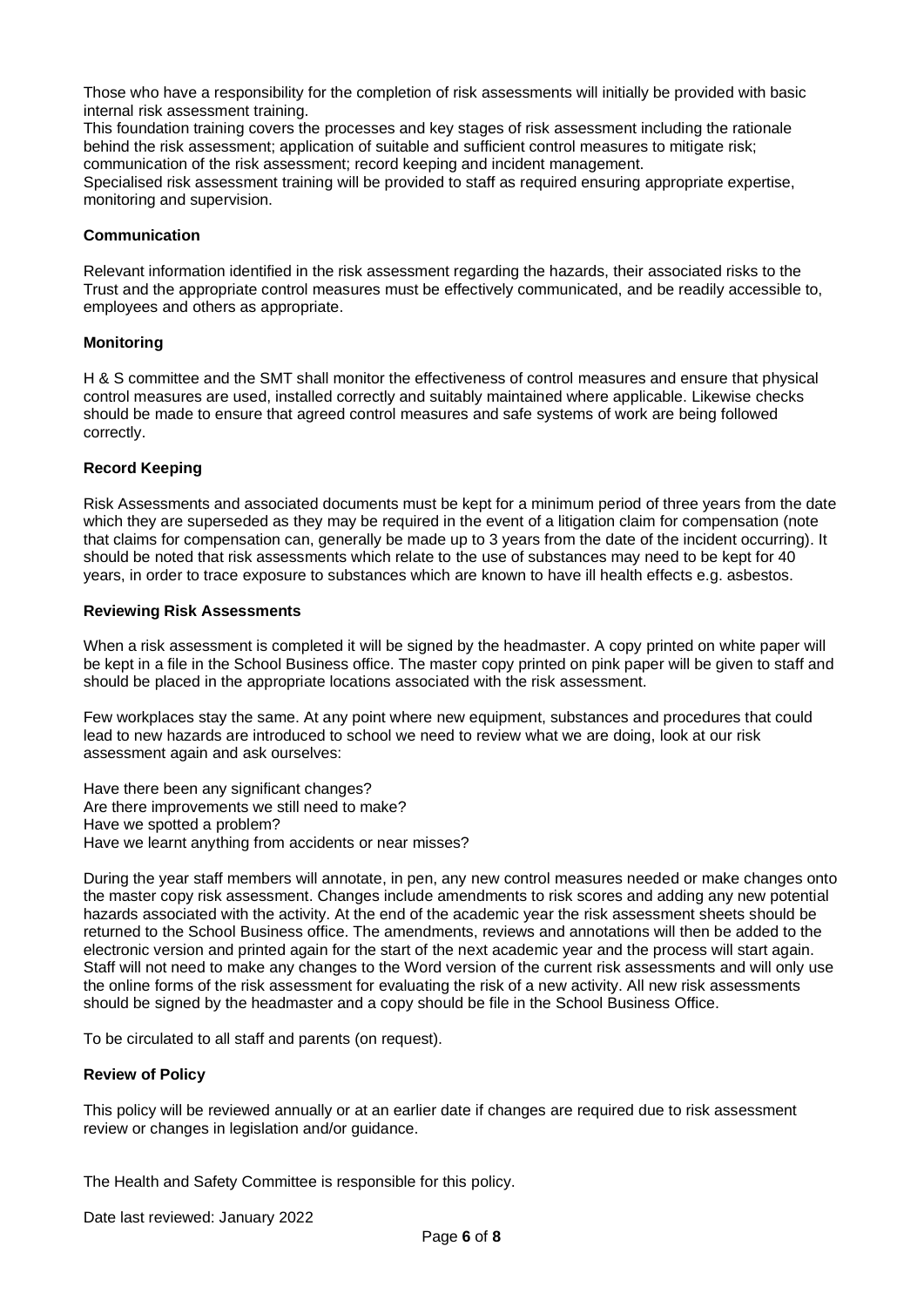Those who have a responsibility for the completion of risk assessments will initially be provided with basic internal risk assessment training.
This foundation training covers the processes and key stages of risk assessment including the rationale behind the risk assessment; application of suitable and sufficient control measures to mitigate risk; communication of the risk assessment; record keeping and incident management.
Specialised risk assessment training will be provided to staff as required ensuring appropriate expertise, monitoring and supervision.

**Communication**

Relevant information identified in the risk assessment regarding the hazards, their associated risks to the Trust and the appropriate control measures must be effectively communicated, and be readily accessible to, employees and others as appropriate.

**Monitoring**

H & S committee and the SMT shall monitor the effectiveness of control measures and ensure that physical control measures are used, installed correctly and suitably maintained where applicable. Likewise checks should be made to ensure that agreed control measures and safe systems of work are being followed correctly.

**Record Keeping**

Risk Assessments and associated documents must be kept for a minimum period of three years from the date which they are superseded as they may be required in the event of a litigation claim for compensation (note that claims for compensation can, generally be made up to 3 years from the date of the incident occurring). It should be noted that risk assessments which relate to the use of substances may need to be kept for 40 years, in order to trace exposure to substances which are known to have ill health effects e.g. asbestos.

**Reviewing Risk Assessments**

When a risk assessment is completed it will be signed by the headmaster. A copy printed on white paper will be kept in a file in the School Business office. The master copy printed on pink paper will be given to staff and should be placed in the appropriate locations associated with the risk assessment.

Few workplaces stay the same. At any point where new equipment, substances and procedures that could lead to new hazards are introduced to school we need to review what we are doing, look at our risk assessment again and ask ourselves:

Have there been any significant changes?
Are there improvements we still need to make?
Have we spotted a problem?
Have we learnt anything from accidents or near misses?

During the year staff members will annotate, in pen, any new control measures needed or make changes onto the master copy risk assessment. Changes include amendments to risk scores and adding any new potential hazards associated with the activity. At the end of the academic year the risk assessment sheets should be returned to the School Business office. The amendments, reviews and annotations will then be added to the electronic version and printed again for the start of the next academic year and the process will start again. Staff will not need to make any changes to the Word version of the current risk assessments and will only use the online forms of the risk assessment for evaluating the risk of a new activity. All new risk assessments should be signed by the headmaster and a copy should be file in the School Business Office.

To be circulated to all staff and parents (on request).

**Review of Policy**

This policy will be reviewed annually or at an earlier date if changes are required due to risk assessment review or changes in legislation and/or guidance.

The Health and Safety Committee is responsible for this policy.

Date last reviewed: January 2022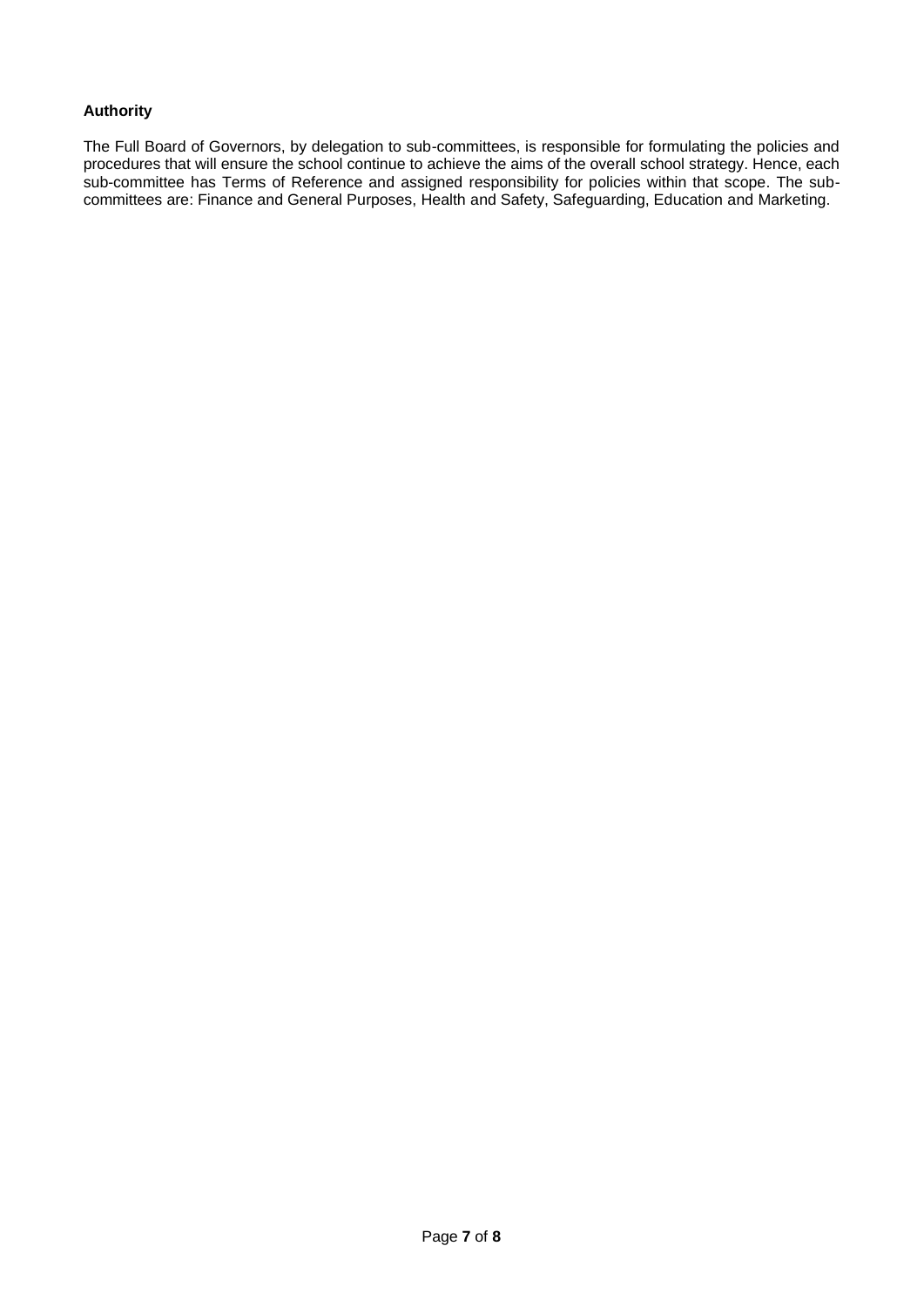**Authority**

The Full Board of Governors, by delegation to sub-committees, is responsible for formulating the policies and procedures that will ensure the school continue to achieve the aims of the overall school strategy. Hence, each sub-committee has Terms of Reference and assigned responsibility for policies within that scope. The sub-committees are: Finance and General Purposes, Health and Safety, Safeguarding, Education and Marketing.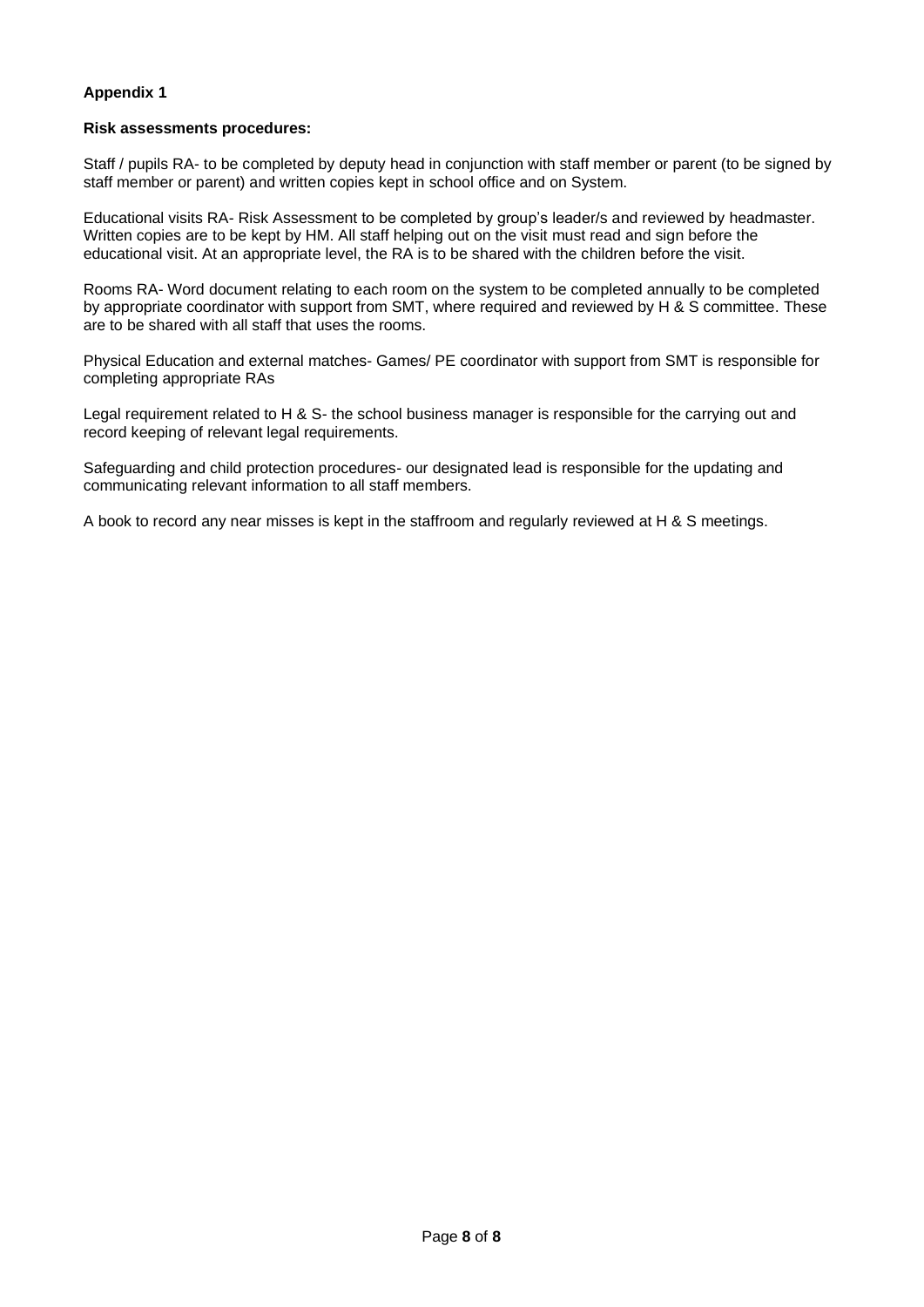**Appendix 1**

**Risk assessments procedures:**

Staff / pupils RA- to be completed by deputy head in conjunction with staff member or parent (to be signed by staff member or parent) and written copies kept in school office and on System.

Educational visits RA- Risk Assessment to be completed by group's leader/s and reviewed by headmaster. Written copies are to be kept by HM. All staff helping out on the visit must read and sign before the educational visit. At an appropriate level, the RA is to be shared with the children before the visit.

Rooms RA- Word document relating to each room on the system to be completed annually to be completed by appropriate coordinator with support from SMT, where required and reviewed by H & S committee. These are to be shared with all staff that uses the rooms.

Physical Education and external matches- Games/ PE coordinator with support from SMT is responsible for completing appropriate RAs

Legal requirement related to H & S- the school business manager is responsible for the carrying out and record keeping of relevant legal requirements.

Safeguarding and child protection procedures- our designated lead is responsible for the updating and communicating relevant information to all staff members.

A book to record any near misses is kept in the staffroom and regularly reviewed at H & S meetings.